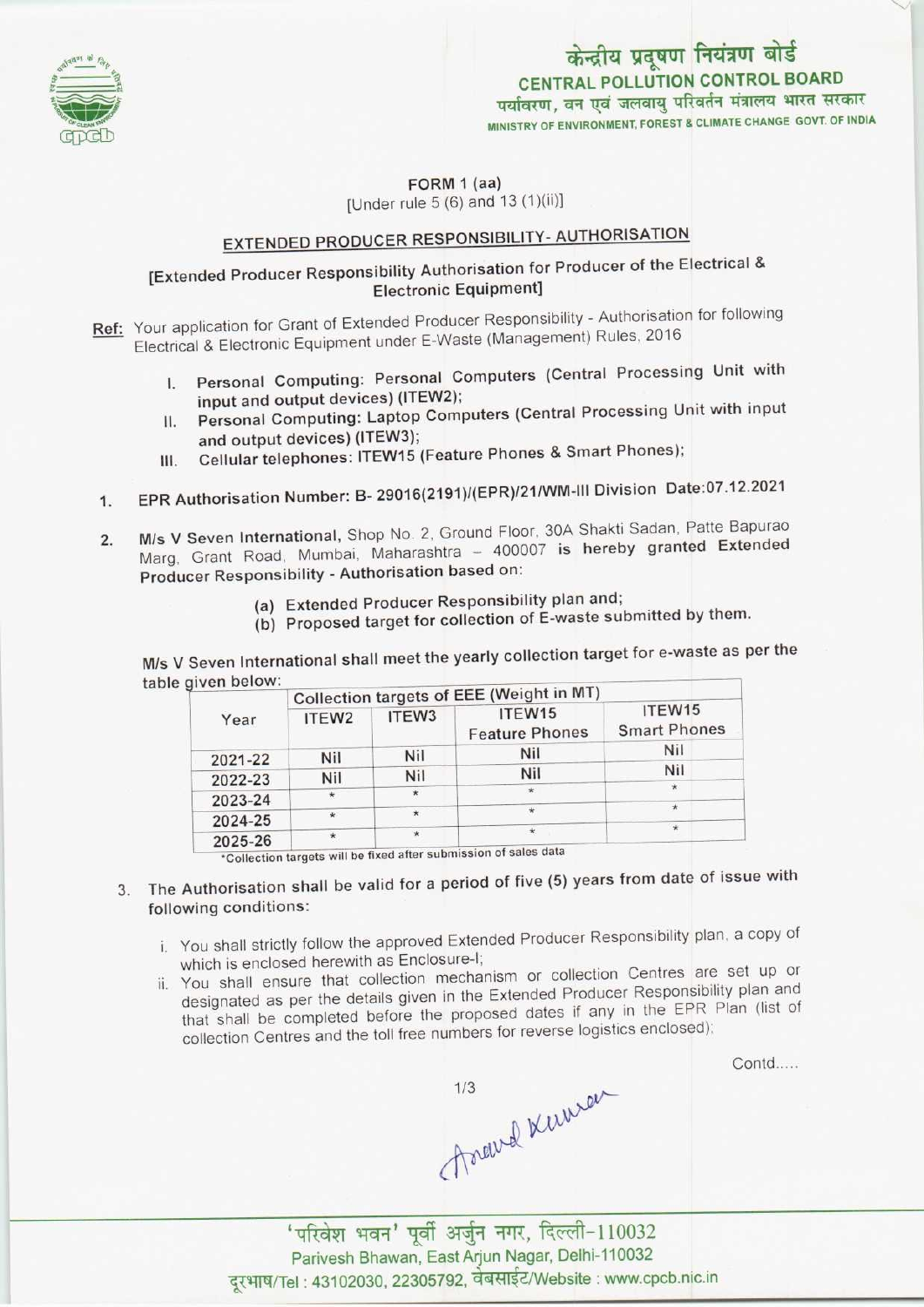# केन्द्रीय प्रदूषण नियंत्रण बोर्ड
## CENTRAL POLLUTION CONTROL BOARD
पर्यावरण, वन एवं जलवायु परिवर्तन मंत्रालय भारत सरकार
MINISTRY OF ENVIRONMENT, FOREST & CLIMATE CHANGE GOVT. OF INDIA

FORM 1 (aa)
[Under rule 5 (6) and 13 (1)(ii)]

## EXTENDED PRODUCER RESPONSIBILITY- AUTHORISATION

**[Extended Producer Responsibility Authorisation for Producer of the Electrical & Electronic Equipment]**

**Ref:** Your application for Grant of Extended Producer Responsibility - Authorisation for following Electrical & Electronic Equipment under E-Waste (Management) Rules, 2016

I. **Personal Computing: Personal Computers (Central Processing Unit with input and output devices) (ITEW2);**
II. **Personal Computing: Laptop Computers (Central Processing Unit with input and output devices) (ITEW3);**
III. **Cellular telephones: ITEW15 (Feature Phones & Smart Phones);**

1. **EPR Authorisation Number: B- 29016(2191)/(EPR)/21/WM-III Division Date:07.12.2021**

2. **M/s V Seven International,** Shop No. 2, Ground Floor, 30A Shakti Sadan, Patte Bapurao Marg, Grant Road, Mumbai, Maharashtra – 400007 **is hereby granted Extended Producer Responsibility - Authorisation based on:**

   (a) Extended Producer Responsibility plan and;
   (b) Proposed target for collection of E-waste submitted by them.

M/s V Seven International shall meet the yearly collection target for e-waste as per the table given below:

| Year | Collection targets of EEE (Weight in MT) | | | |
|---|---|---|---|---|
| | ITEW2 | ITEW3 | ITEW15 Feature Phones | ITEW15 Smart Phones |
| 2021-22 | Nil | Nil | Nil | Nil |
| 2022-23 | Nil | Nil | Nil | Nil |
| 2023-24 | * | * | * | * |
| 2024-25 | * | * | * | * |
| 2025-26 | * | * | * | * |

*Collection targets will be fixed after submission of sales data

3. The Authorisation shall be valid for a period of five (5) years from date of issue with following conditions:

   i. You shall strictly follow the approved Extended Producer Responsibility plan, a copy of which is enclosed herewith as Enclosure-I;
   ii. You shall ensure that collection mechanism or collection Centres are set up or designated as per the details given in the Extended Producer Responsibility plan and that shall be completed before the proposed dates if any in the EPR Plan (list of collection Centres and the toll free numbers for reverse logistics enclosed);

Contd.....

'परिवेश भवन' पूर्वी अर्जुन नगर, दिल्ली-110032
Parivesh Bhawan, East Arjun Nagar, Delhi-110032
दूरभाष/Tel : 43102030, 22305792, वेबसाईट/Website : www.cpcb.nic.in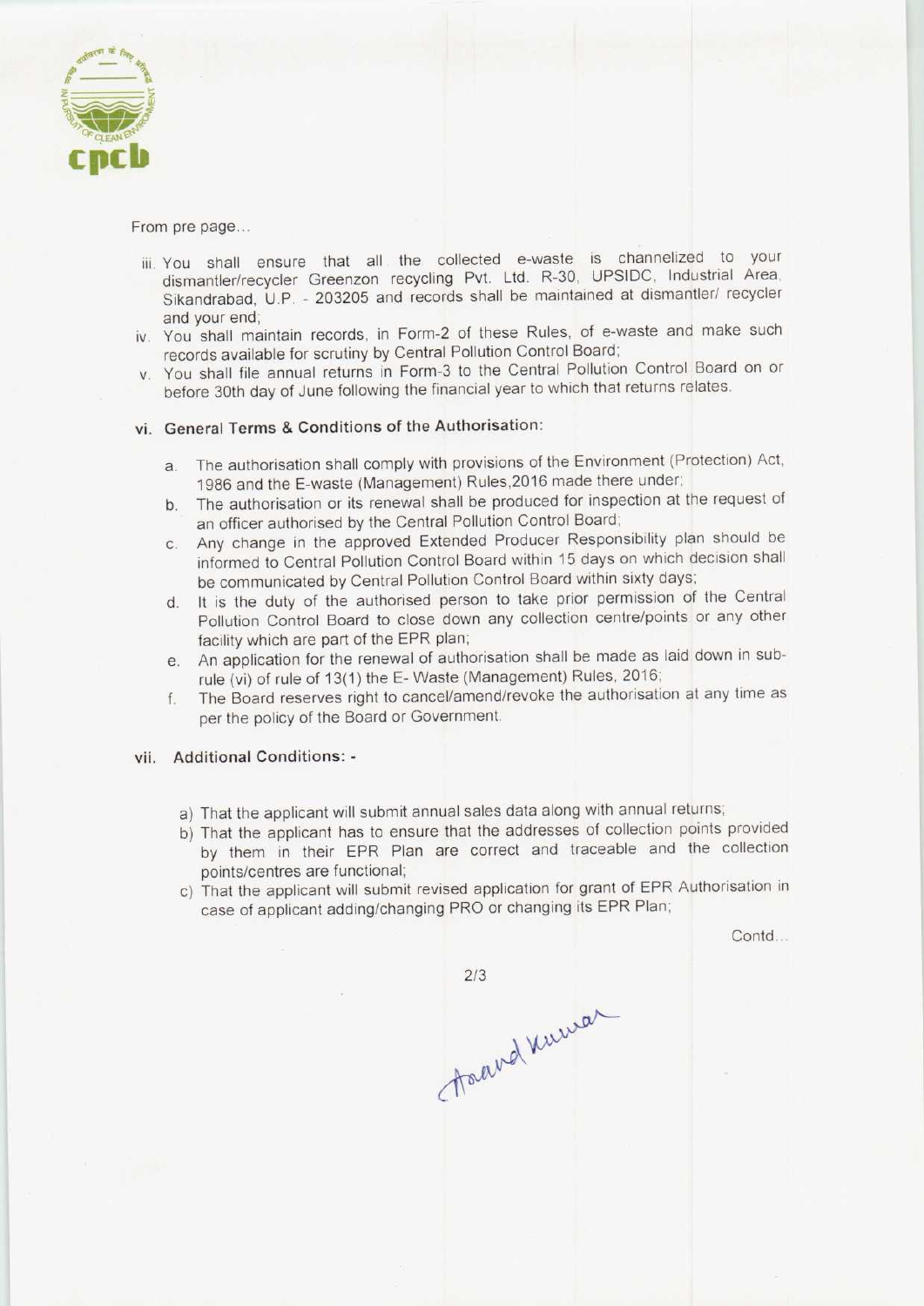From pre page...

iii. You shall ensure that all the collected e-waste is channelized to your dismantler/recycler Greenzon recycling Pvt. Ltd. R-30, UPSIDC, Industrial Area, Sikandrabad, U.P. - 203205 and records shall be maintained at dismantler/ recycler and your end;

iv. You shall maintain records, in Form-2 of these Rules, of e-waste and make such records available for scrutiny by Central Pollution Control Board;

v. You shall file annual returns in Form-3 to the Central Pollution Control Board on or before 30th day of June following the financial year to which that returns relates.

**vi. General Terms & Conditions of the Authorisation:**

a. The authorisation shall comply with provisions of the Environment (Protection) Act, 1986 and the E-waste (Management) Rules,2016 made there under;

b. The authorisation or its renewal shall be produced for inspection at the request of an officer authorised by the Central Pollution Control Board;

c. Any change in the approved Extended Producer Responsibility plan should be informed to Central Pollution Control Board within 15 days on which decision shall be communicated by Central Pollution Control Board within sixty days;

d. It is the duty of the authorised person to take prior permission of the Central Pollution Control Board to close down any collection centre/points or any other facility which are part of the EPR plan;

e. An application for the renewal of authorisation shall be made as laid down in sub-rule (vi) of rule of 13(1) the E- Waste (Management) Rules, 2016;

f. The Board reserves right to cancel/amend/revoke the authorisation at any time as per the policy of the Board or Government.

**vii. Additional Conditions: -**

a) That the applicant will submit annual sales data along with annual returns;

b) That the applicant has to ensure that the addresses of collection points provided by them in their EPR Plan are correct and traceable and the collection points/centres are functional;

c) That the applicant will submit revised application for grant of EPR Authorisation in case of applicant adding/changing PRO or changing its EPR Plan;

Contd...

Anand Kumar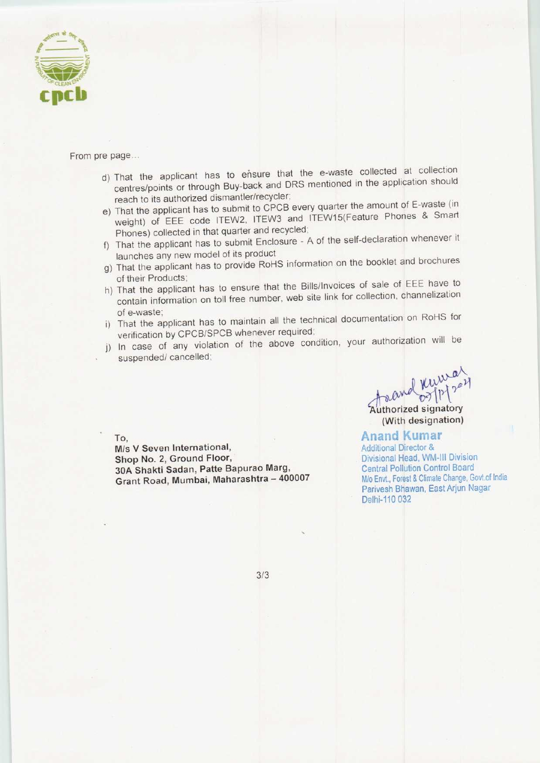From pre page...

d) That the applicant has to ensure that the e-waste collected at collection centres/points or through Buy-back and DRS mentioned in the application should reach to its authorized dismantler/recycler;

e) That the applicant has to submit to CPCB every quarter the amount of E-waste (in weight) of EEE code ITEW2, ITEW3 and ITEW15(Feature Phones & Smart Phones) collected in that quarter and recycled;

f) That the applicant has to submit Enclosure - A of the self-declaration whenever it launches any new model of its product

g) That the applicant has to provide RoHS information on the booklet and brochures of their Products;

h) That the applicant has to ensure that the Bills/Invoices of sale of EEE have to contain information on toll free number, web site link for collection, channelization of e-waste;

i) That the applicant has to maintain all the technical documentation on RoHS for verification by CPCB/SPCB whenever required;

j) In case of any violation of the above condition, your authorization will be suspended/ cancelled;

Anand Kumar
07/10/2021

Authorized signatory
(With designation)

**Anand Kumar**
Additional Director &
Divisional Head, WM-III Division
Central Pollution Control Board
M/o Envt., Forest & Climate Change, Govt.of India
Parivesh Bhawan, East Arjun Nagar
Delhi-110 032

To,
**M/s V Seven International,**
**Shop No. 2, Ground Floor,**
**30A Shakti Sadan, Patte Bapurao Marg,**
**Grant Road, Mumbai, Maharashtra – 400007**